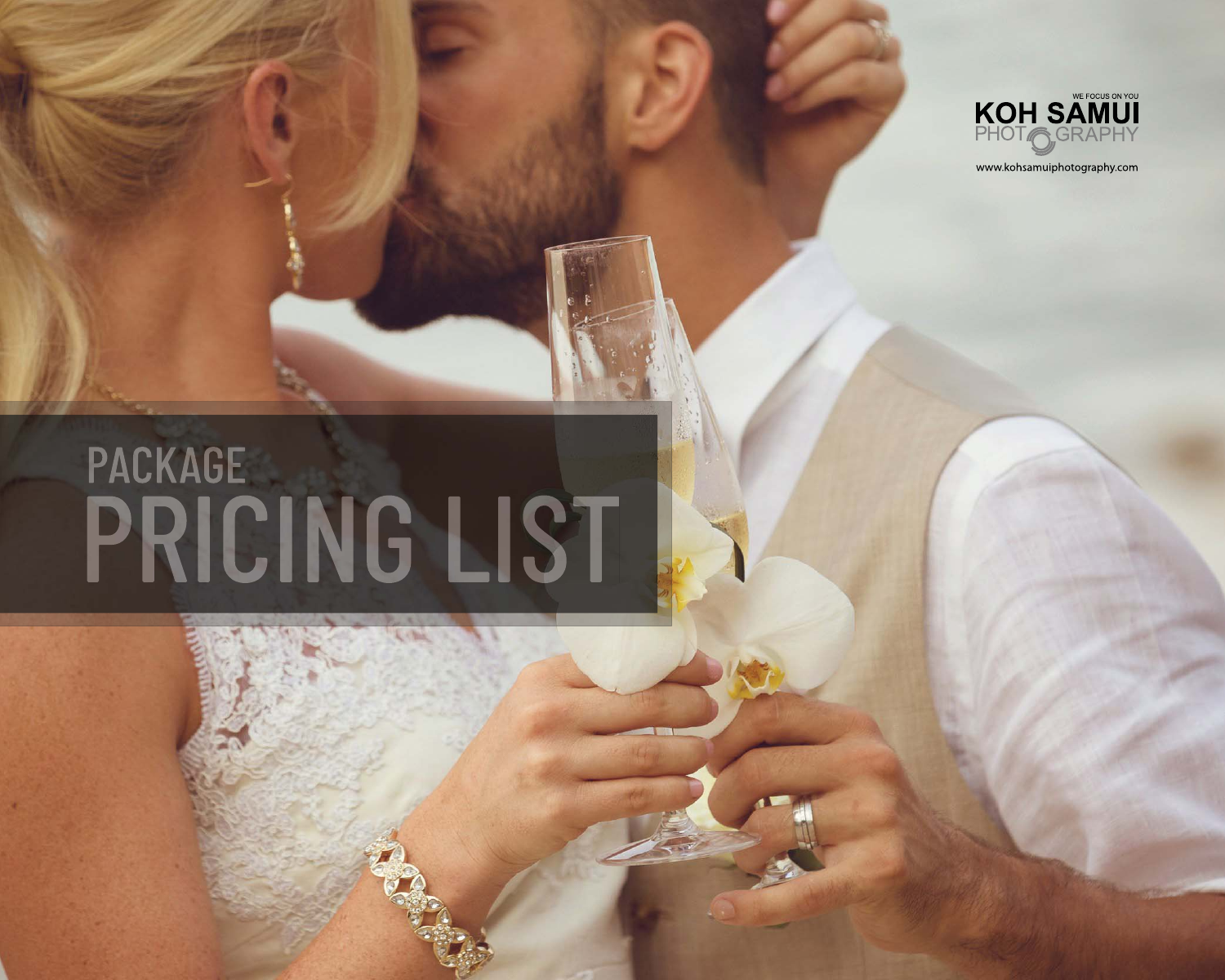WE FOCUS ON YOU

KOH SAMUI PHOTOGRAPHY

www.kohsamuiphotography.com

# PACKAGE PRICING LIST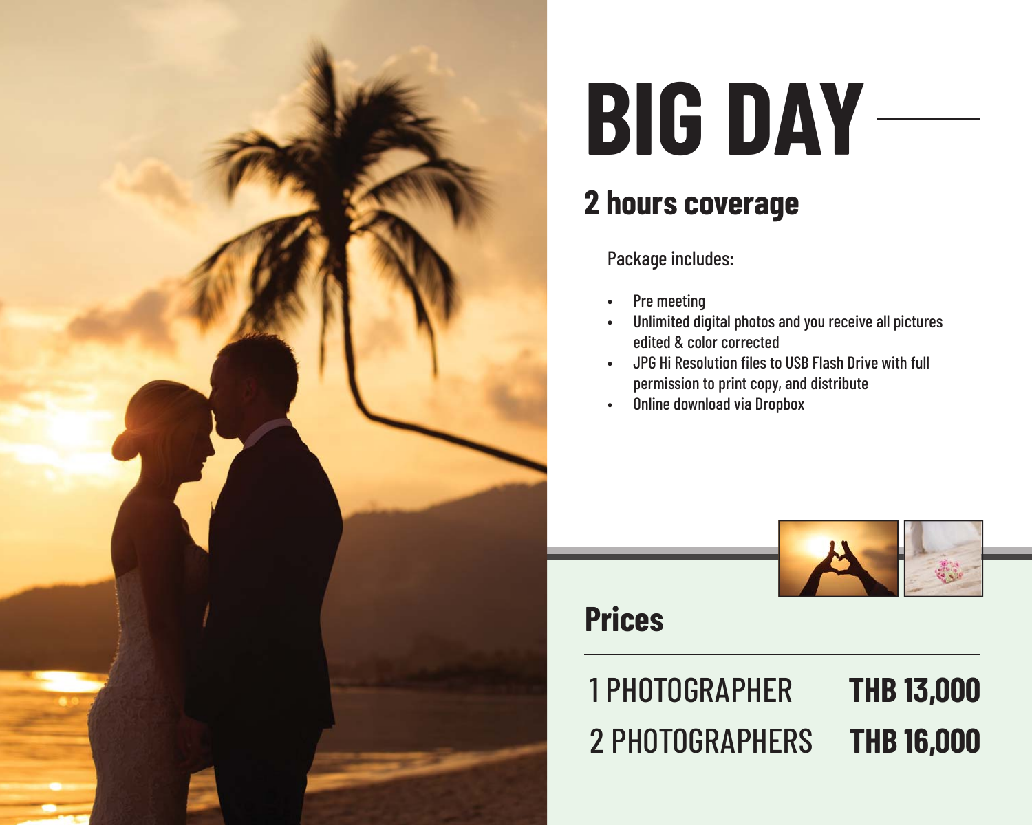# BIG DAY

## 2 hours coverage

Package includes:

- Pre meeting
- Unlimited digital photos and you receive all pictures edited & color corrected
- JPG Hi Resolution files to USB Flash Drive with full permission to print copy, and distribute
- Online download via Dropbox

## Prices

| | |
|---|---|
| 1 PHOTOGRAPHER | **THB 13,000** |
| 2 PHOTOGRAPHERS | **THB 16,000** |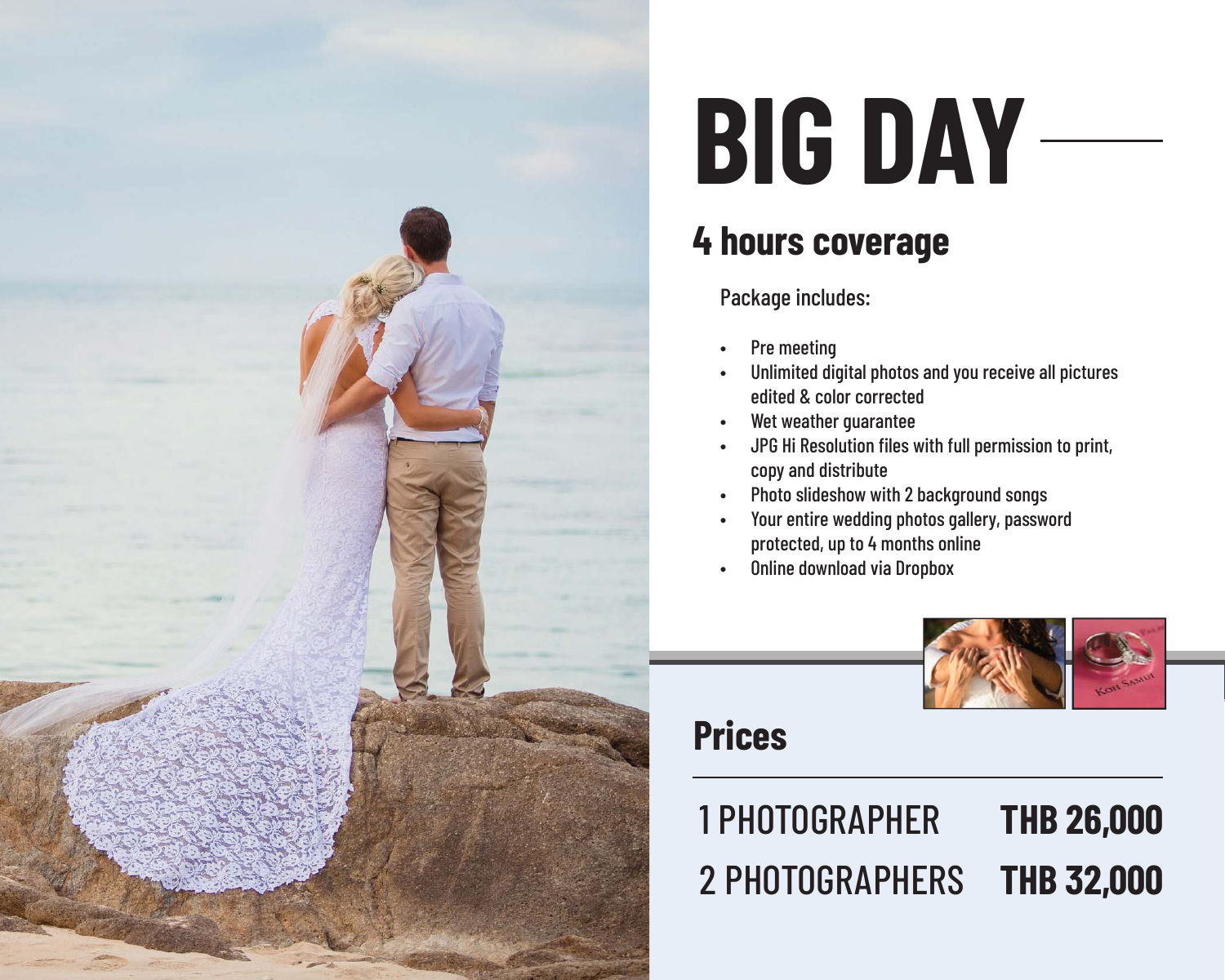# BIG DAY

## 4 hours coverage

Package includes:

- Pre meeting
- Unlimited digital photos and you receive all pictures edited & color corrected
- Wet weather guarantee
- JPG Hi Resolution files with full permission to print, copy and distribute
- Photo slideshow with 2 background songs
- Your entire wedding photos gallery, password protected, up to 4 months online
- Online download via Dropbox

## Prices

| | |
|---|---|
| 1 PHOTOGRAPHER | **THB 26,000** |
| 2 PHOTOGRAPHERS | **THB 32,000** |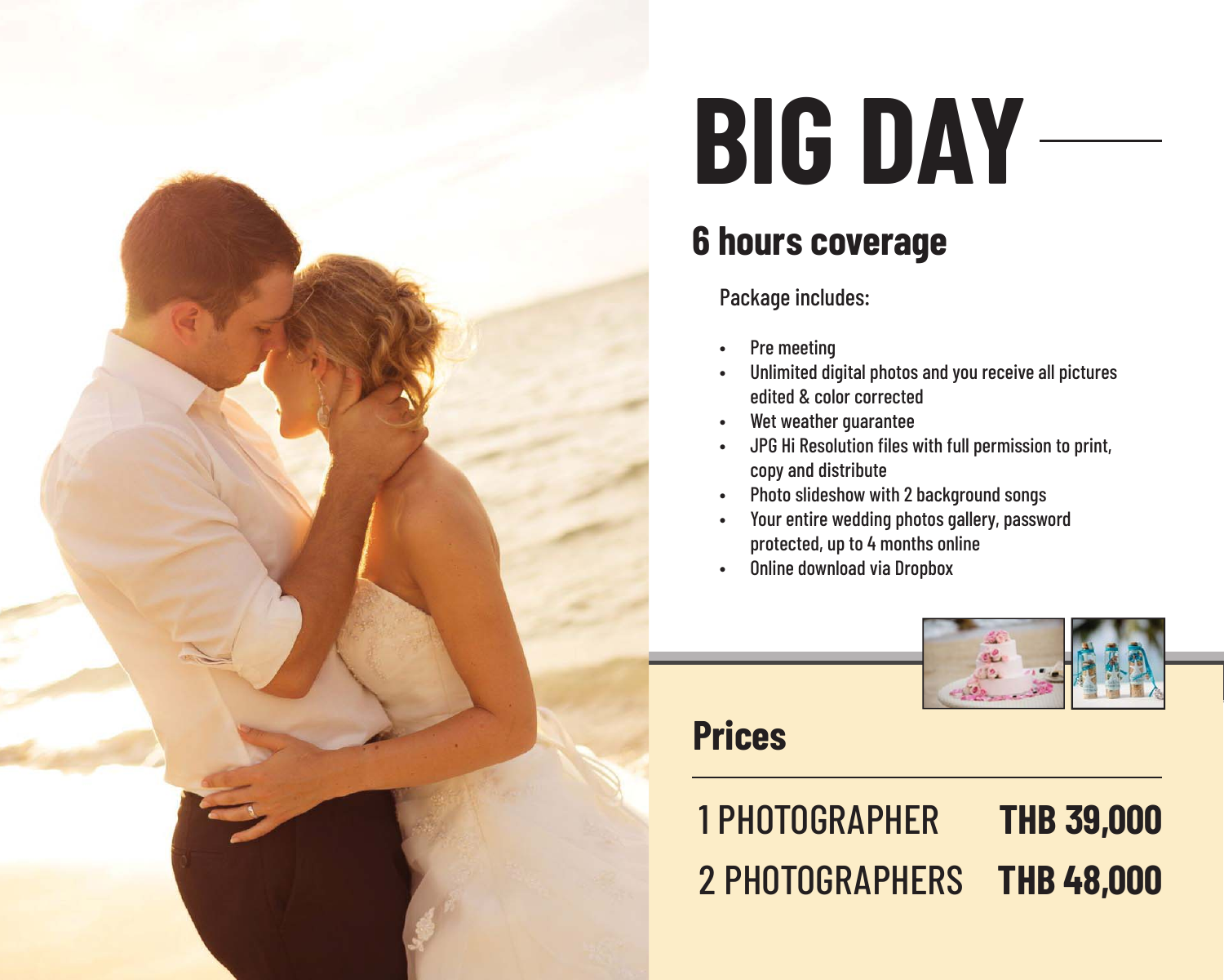# BIG DAY

## 6 hours coverage

Package includes:

- Pre meeting
- Unlimited digital photos and you receive all pictures edited & color corrected
- Wet weather guarantee
- JPG Hi Resolution files with full permission to print, copy and distribute
- Photo slideshow with 2 background songs
- Your entire wedding photos gallery, password protected, up to 4 months online
- Online download via Dropbox

## Prices

| | |
|---|---|
| 1 PHOTOGRAPHER | **THB 39,000** |
| 2 PHOTOGRAPHERS | **THB 48,000** |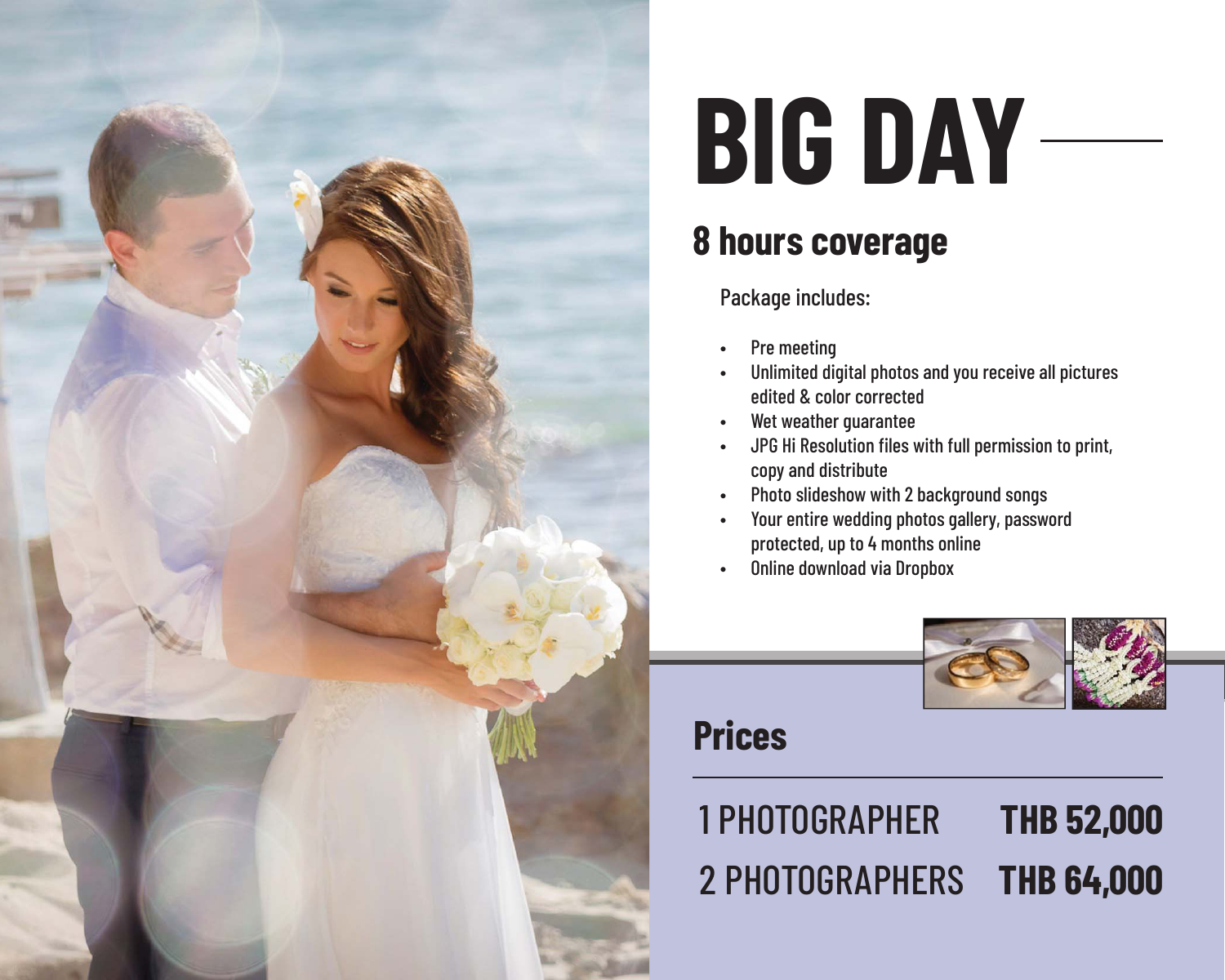# BIG DAY

## 8 hours coverage

Package includes:

- Pre meeting
- Unlimited digital photos and you receive all pictures edited & color corrected
- Wet weather guarantee
- JPG Hi Resolution files with full permission to print, copy and distribute
- Photo slideshow with 2 background songs
- Your entire wedding photos gallery, password protected, up to 4 months online
- Online download via Dropbox

## Prices

| | |
|---|---|
| 1 PHOTOGRAPHER | **THB 52,000** |
| 2 PHOTOGRAPHERS | **THB 64,000** |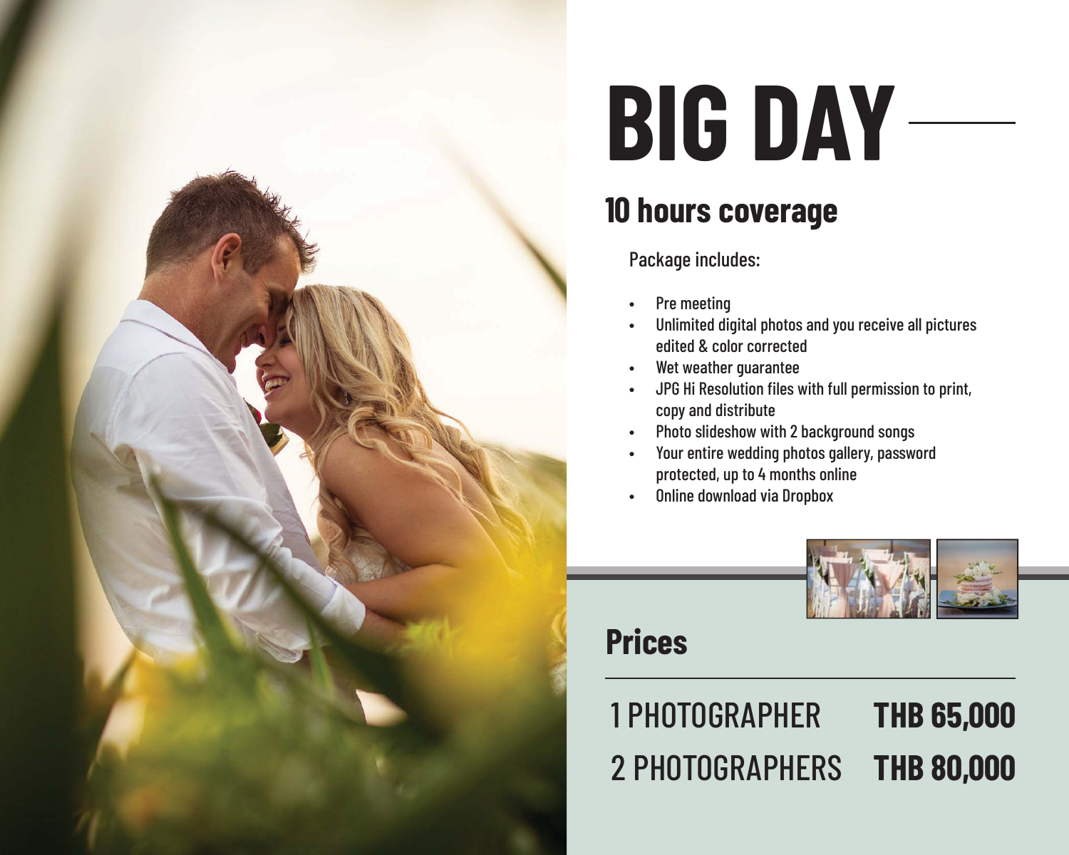# BIG DAY

## 10 hours coverage

Package includes:

- Pre meeting
- Unlimited digital photos and you receive all pictures edited & color corrected
- Wet weather guarantee
- JPG Hi Resolution files with full permission to print, copy and distribute
- Photo slideshow with 2 background songs
- Your entire wedding photos gallery, password protected, up to 4 months online
- Online download via Dropbox

## Prices

| | |
|---|---|
| 1 PHOTOGRAPHER | **THB 65,000** |
| 2 PHOTOGRAPHERS | **THB 80,000** |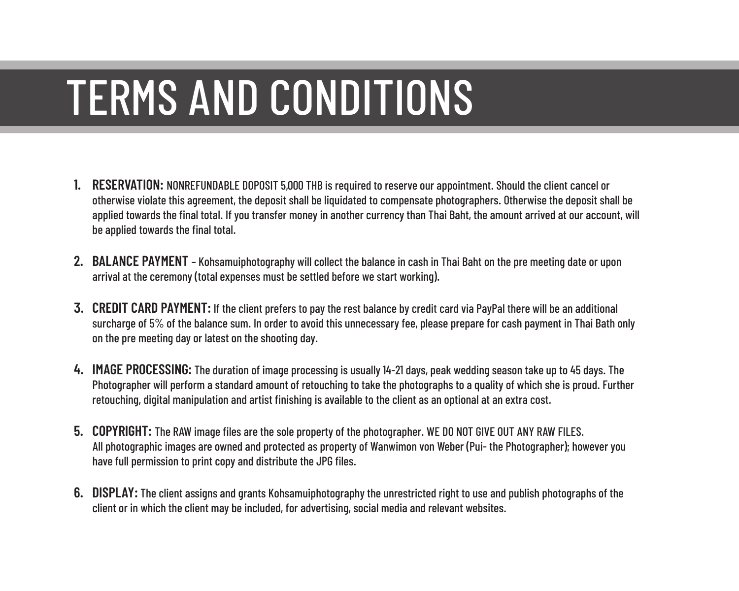# TERMS AND CONDITIONS

1. **RESERVATION:** NONREFUNDABLE DOPOSIT 5,000 THB is required to reserve our appointment. Should the client cancel or otherwise violate this agreement, the deposit shall be liquidated to compensate photographers. Otherwise the deposit shall be applied towards the final total. If you transfer money in another currency than Thai Baht, the amount arrived at our account, will be applied towards the final total.

2. **BALANCE PAYMENT** – Kohsamuiphotography will collect the balance in cash in Thai Baht on the pre meeting date or upon arrival at the ceremony (total expenses must be settled before we start working).

3. **CREDIT CARD PAYMENT:** If the client prefers to pay the rest balance by credit card via PayPal there will be an additional surcharge of 5% of the balance sum. In order to avoid this unnecessary fee, please prepare for cash payment in Thai Bath only on the pre meeting day or latest on the shooting day.

4. **IMAGE PROCESSING:** The duration of image processing is usually 14-21 days, peak wedding season take up to 45 days. The Photographer will perform a standard amount of retouching to take the photographs to a quality of which she is proud. Further retouching, digital manipulation and artist finishing is available to the client as an optional at an extra cost.

5. **COPYRIGHT:** The RAW image files are the sole property of the photographer. WE DO NOT GIVE OUT ANY RAW FILES. All photographic images are owned and protected as property of Wanwimon von Weber (Pui- the Photographer); however you have full permission to print copy and distribute the JPG files.

6. **DISPLAY:** The client assigns and grants Kohsamuiphotography the unrestricted right to use and publish photographs of the client or in which the client may be included, for advertising, social media and relevant websites.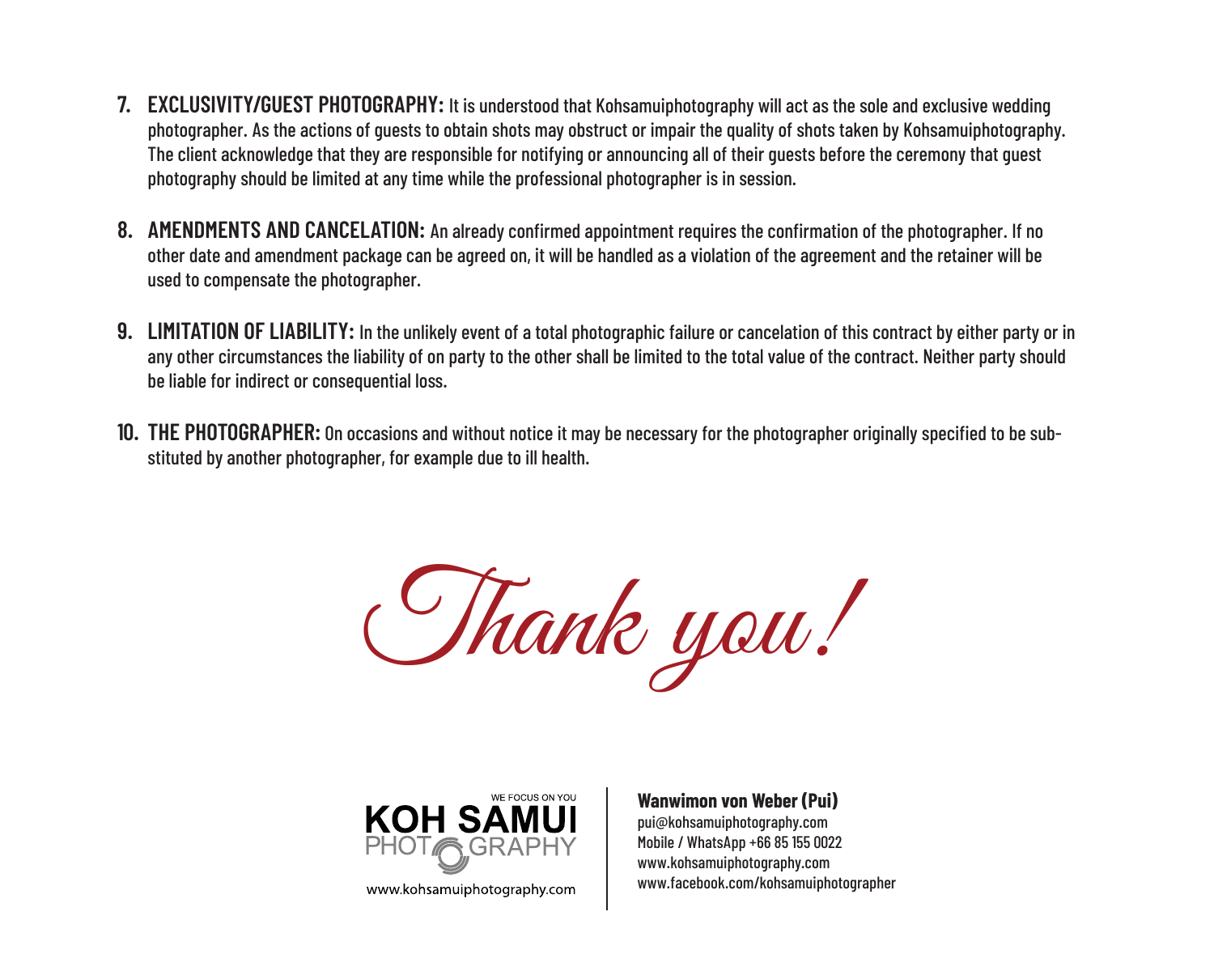7. **EXCLUSIVITY/GUEST PHOTOGRAPHY:** It is understood that Kohsamuiphotography will act as the sole and exclusive wedding photographer. As the actions of guests to obtain shots may obstruct or impair the quality of shots taken by Kohsamuiphotography. The client acknowledge that they are responsible for notifying or announcing all of their guests before the ceremony that guest photography should be limited at any time while the professional photographer is in session.

8. **AMENDMENTS AND CANCELATION:** An already confirmed appointment requires the confirmation of the photographer. If no other date and amendment package can be agreed on, it will be handled as a violation of the agreement and the retainer will be used to compensate the photographer.

9. **LIMITATION OF LIABILITY:** In the unlikely event of a total photographic failure or cancelation of this contract by either party or in any other circumstances the liability of on party to the other shall be limited to the total value of the contract. Neither party should be liable for indirect or consequential loss.

10. **THE PHOTOGRAPHER:** On occasions and without notice it may be necessary for the photographer originally specified to be substituted by another photographer, for example due to ill health.

*Thank you!*

WE FOCUS ON YOU
KOH SAMUI
PHOTOGRAPHY
www.kohsamuiphotography.com

**Wanwimon von Weber (Pui)**
pui@kohsamuiphotography.com
Mobile / WhatsApp +66 85 155 0022
www.kohsamuiphotography.com
www.facebook.com/kohsamuiphotographer